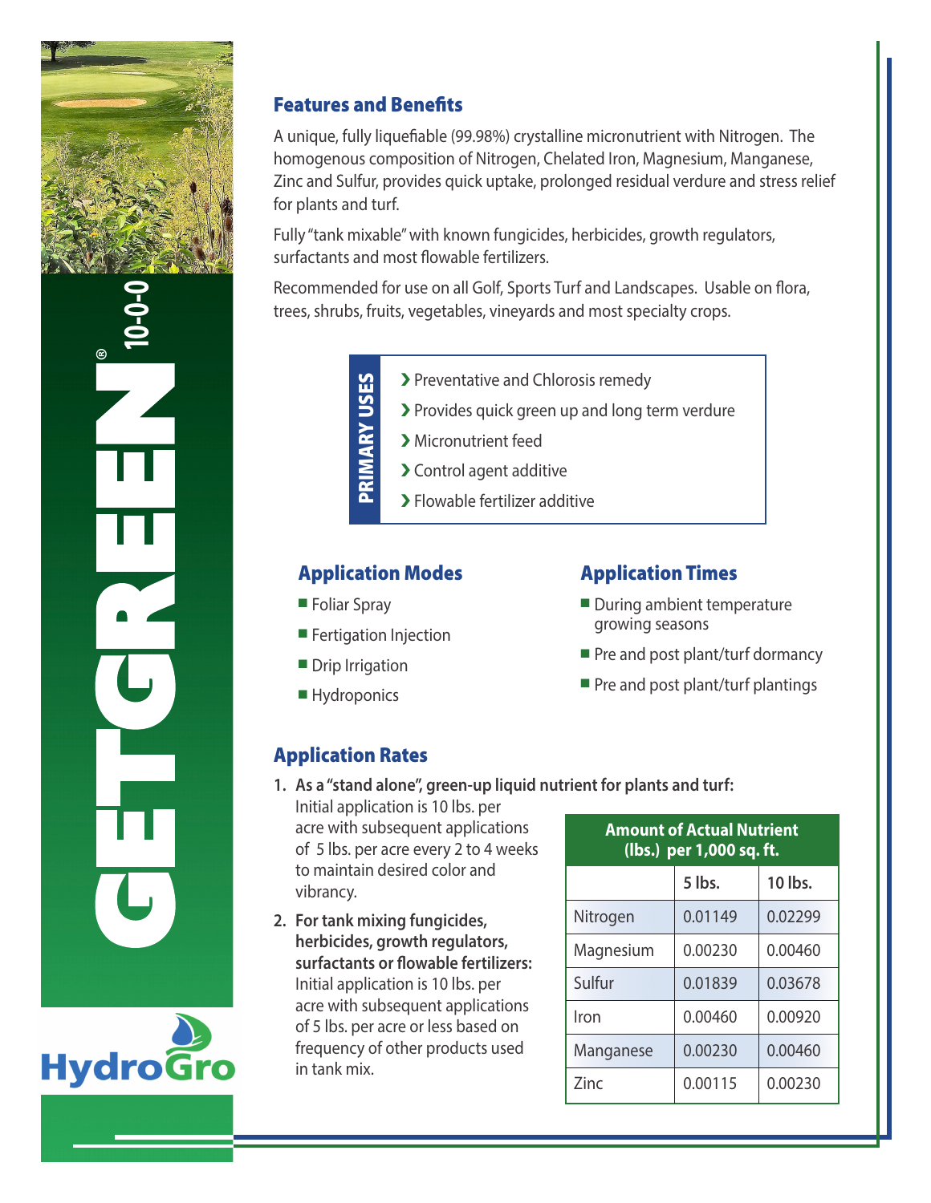# GETGREEN® 10-0-0

HydroGro

## Features and Benefits

A unique, fully liquefiable (99.98%) crystalline micronutrient with Nitrogen. The homogenous composition of Nitrogen, Chelated Iron, Magnesium, Manganese, Zinc and Sulfur, provides quick uptake, prolonged residual verdure and stress relief for plants and turf.

Fully "tank mixable" with known fungicides, herbicides, growth regulators, surfactants and most flowable fertilizers.

Recommended for use on all Golf, Sports Turf and Landscapes. Usable on flora, trees, shrubs, fruits, vegetables, vineyards and most specialty crops.

**PRIMARY USES**

- Preventative and Chlorosis remedy
- Provides quick green up and long term verdure
- Micronutrient feed
- Control agent additive
- Flowable fertilizer additive

## Application Modes

- Foliar Spray
- Fertigation Injection
- Drip Irrigation
- Hydroponics

## Application Times

- During ambient temperature growing seasons
- Pre and post plant/turf dormancy
- Pre and post plant/turf plantings

## Application Rates

1. **As a "stand alone", green-up liquid nutrient for plants and turf:** Initial application is 10 lbs. per acre with subsequent applications of 5 lbs. per acre every 2 to 4 weeks to maintain desired color and vibrancy.
2. **For tank mixing fungicides, herbicides, growth regulators, surfactants or flowable fertilizers:** Initial application is 10 lbs. per acre with subsequent applications of 5 lbs. per acre or less based on frequency of other products used in tank mix.

**Amount of Actual Nutrient (lbs.) per 1,000 sq. ft.**

| | 5 lbs. | 10 lbs. |
|---|---|---|
| Nitrogen | 0.01149 | 0.02299 |
| Magnesium | 0.00230 | 0.00460 |
| Sulfur | 0.01839 | 0.03678 |
| Iron | 0.00460 | 0.00920 |
| Manganese | 0.00230 | 0.00460 |
| Zinc | 0.00115 | 0.00230 |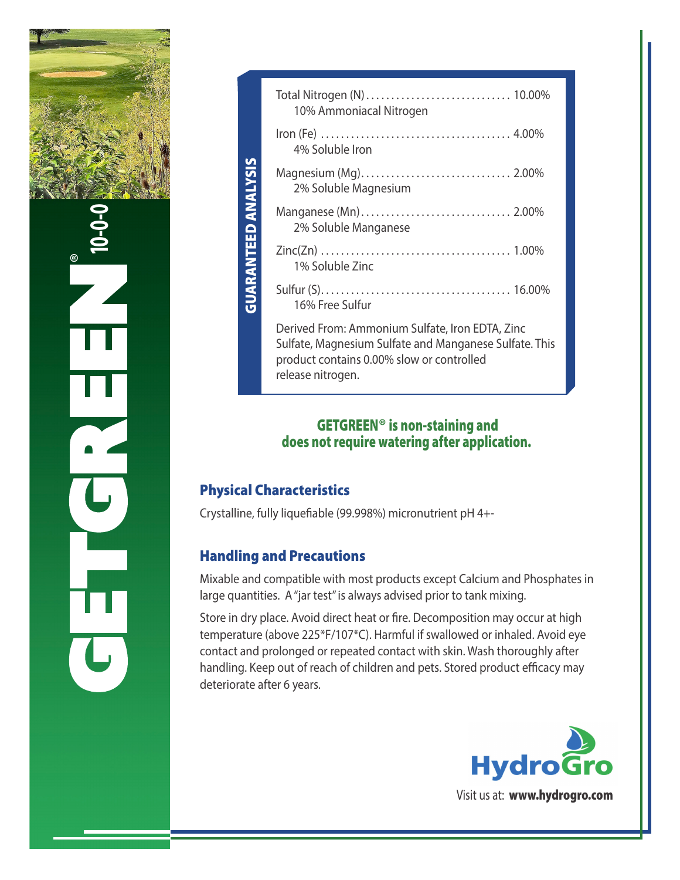# GETGREEN® 10-0-0

## GUARANTEED ANALYSIS

Total Nitrogen (N) .............................. 10.00%
 10% Ammoniacal Nitrogen

Iron (Fe) ...................................... 4.00%
 4% Soluble Iron

Magnesium (Mg) .............................. 2.00%
 2% Soluble Magnesium

Manganese (Mn) .............................. 2.00%
 2% Soluble Manganese

Zinc(Zn) ...................................... 1.00%
 1% Soluble Zinc

Sulfur (S) ..................................... 16.00%
 16% Free Sulfur

Derived From: Ammonium Sulfate, Iron EDTA, Zinc Sulfate, Magnesium Sulfate and Manganese Sulfate. This product contains 0.00% slow or controlled release nitrogen.

**GETGREEN® is non-staining and does not require watering after application.**

## Physical Characteristics

Crystalline, fully liquefiable (99.998%) micronutrient pH 4+-

## Handling and Precautions

Mixable and compatible with most products except Calcium and Phosphates in large quantities. A "jar test" is always advised prior to tank mixing.

Store in dry place. Avoid direct heat or fire. Decomposition may occur at high temperature (above 225*F/107*C). Harmful if swallowed or inhaled. Avoid eye contact and prolonged or repeated contact with skin. Wash thoroughly after handling. Keep out of reach of children and pets. Stored product efficacy may deteriorate after 6 years.

HydroGro

Visit us at: **www.hydrogro.com**